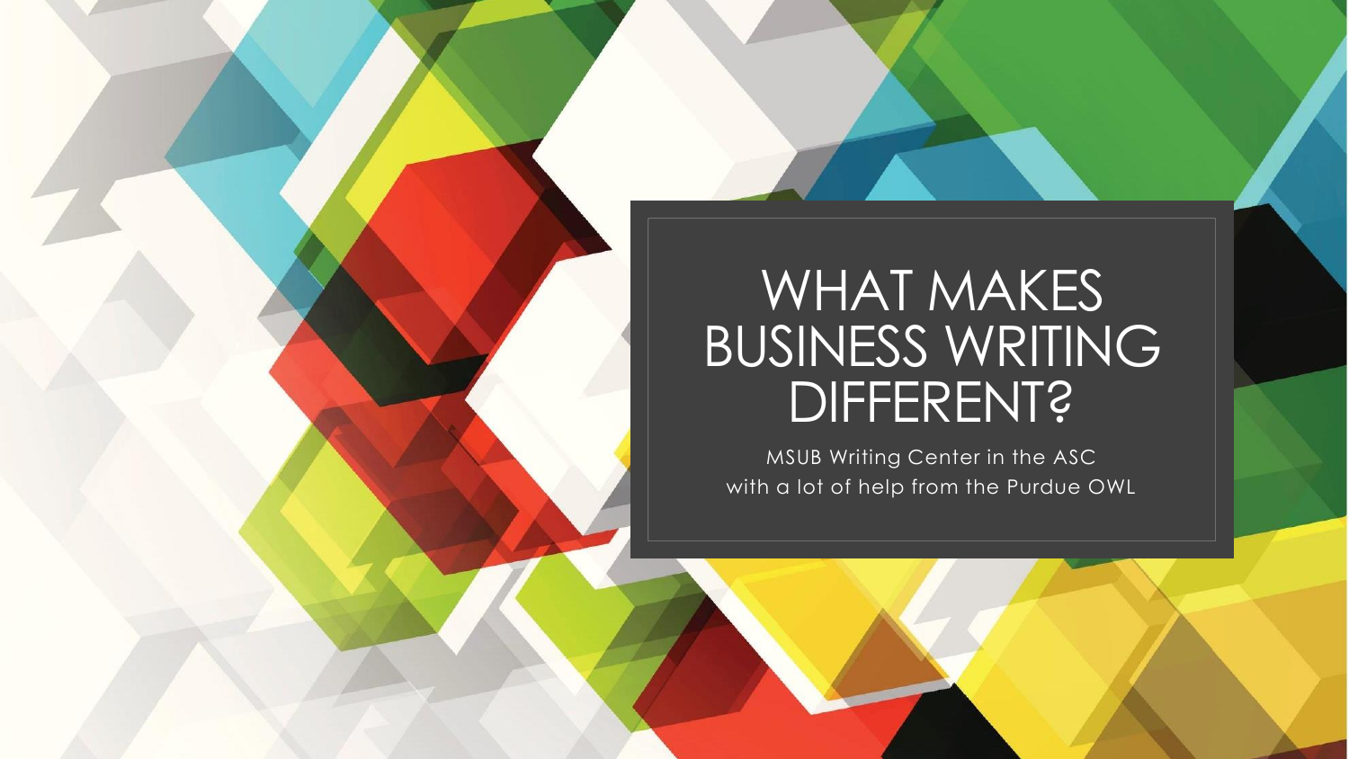# WHAT MAKES BUSINESS WRITING DIFFERENT?

MSUB Writing Center in the ASC
with a lot of help from the Purdue OWL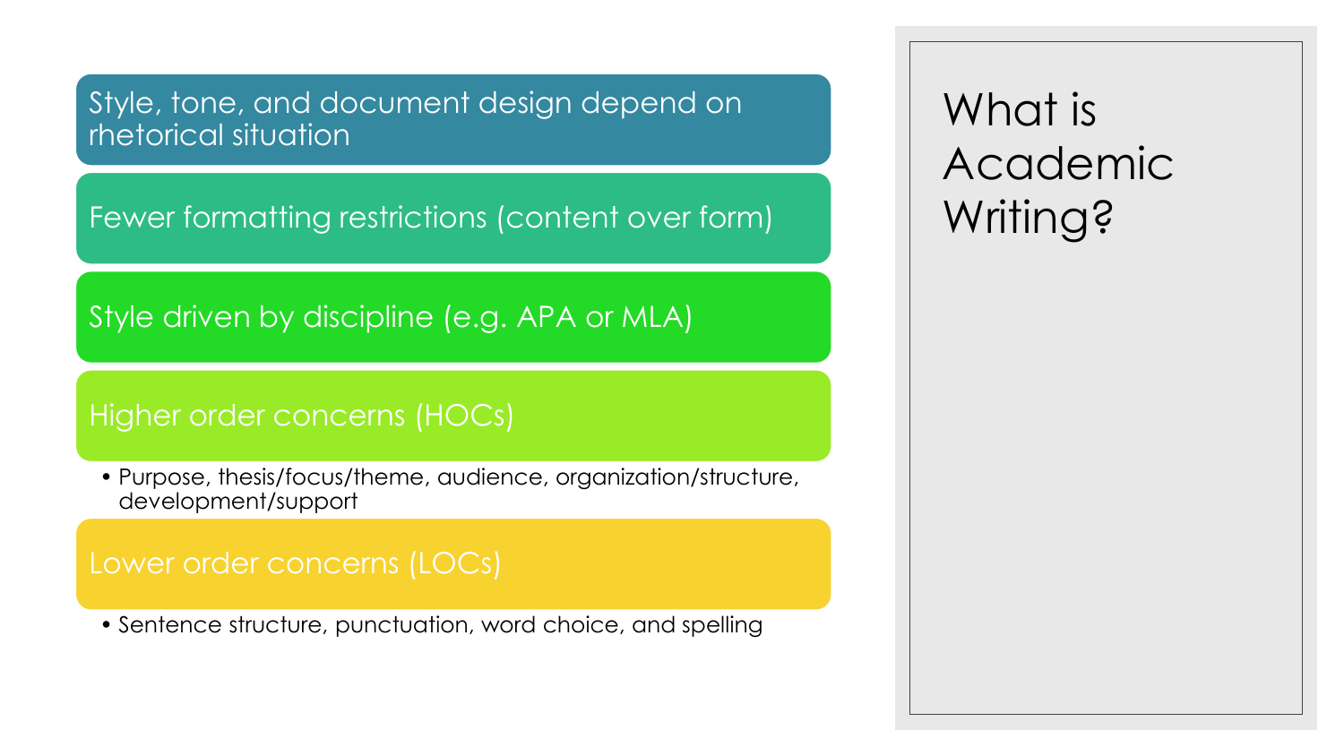# What is Academic Writing?

- Style, tone, and document design depend on rhetorical situation
- Fewer formatting restrictions (content over form)
- Style driven by discipline (e.g. APA or MLA)
- Higher order concerns (HOCs)
  - Purpose, thesis/focus/theme, audience, organization/structure, development/support
- Lower order concerns (LOCs)
  - Sentence structure, punctuation, word choice, and spelling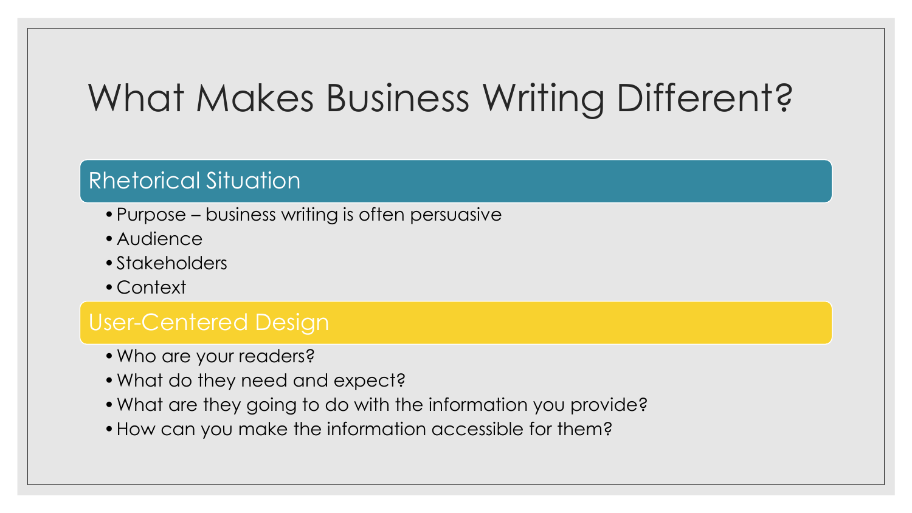# What Makes Business Writing Different?

## Rhetorical Situation

- Purpose – business writing is often persuasive
- Audience
- Stakeholders
- Context

## User-Centered Design

- Who are your readers?
- What do they need and expect?
- What are they going to do with the information you provide?
- How can you make the information accessible for them?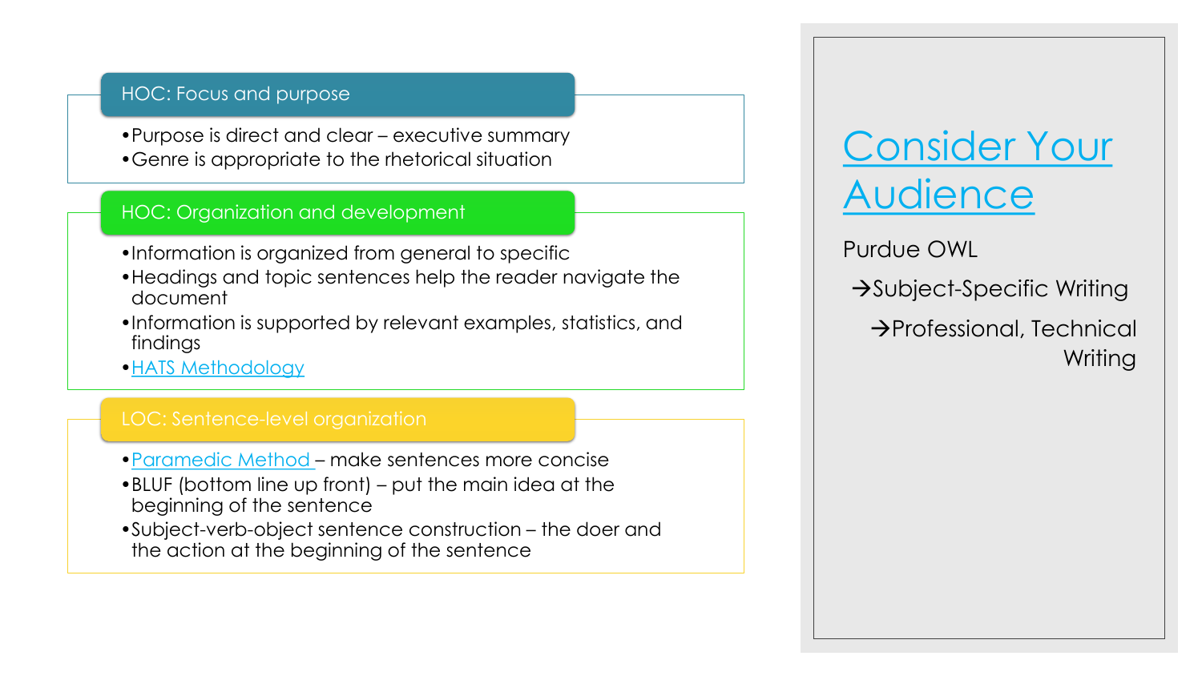### HOC: Focus and purpose

- Purpose is direct and clear – executive summary
- Genre is appropriate to the rhetorical situation

### HOC: Organization and development

- Information is organized from general to specific
- Headings and topic sentences help the reader navigate the document
- Information is supported by relevant examples, statistics, and findings
- HATS Methodology

### LOC: Sentence-level organization

- Paramedic Method – make sentences more concise
- BLUF (bottom line up front) – put the main idea at the beginning of the sentence
- Subject-verb-object sentence construction – the doer and the action at the beginning of the sentence

# Consider Your Audience

Purdue OWL

→Subject-Specific Writing

→Professional, Technical Writing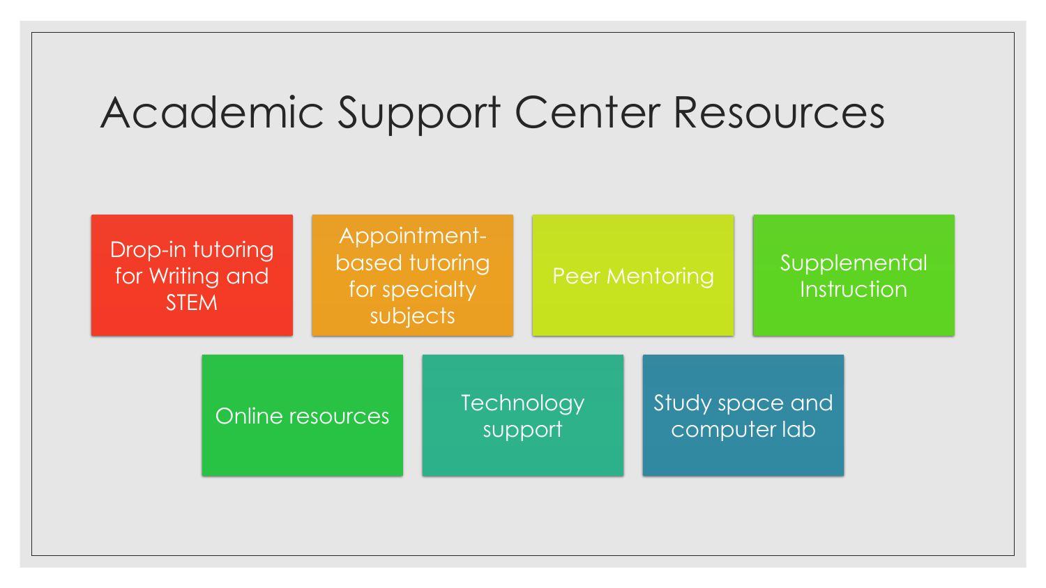# Academic Support Center Resources

- Drop-in tutoring for Writing and STEM
- Appointment-based tutoring for specialty subjects
- Peer Mentoring
- Supplemental Instruction
- Online resources
- Technology support
- Study space and computer lab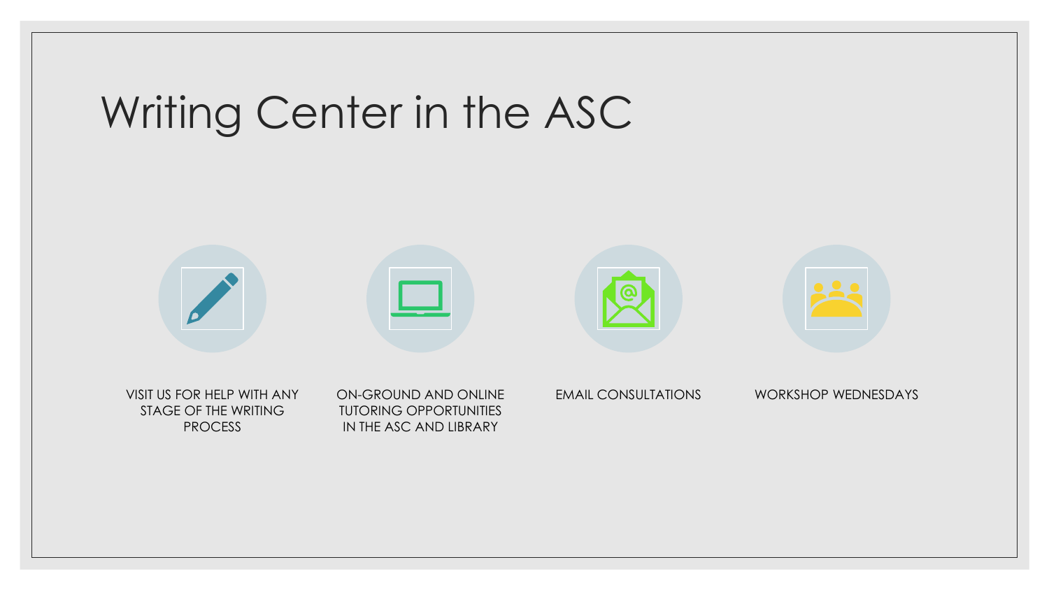# Writing Center in the ASC

- VISIT US FOR HELP WITH ANY STAGE OF THE WRITING PROCESS
- ON-GROUND AND ONLINE TUTORING OPPORTUNITIES IN THE ASC AND LIBRARY
- EMAIL CONSULTATIONS
- WORKSHOP WEDNESDAYS